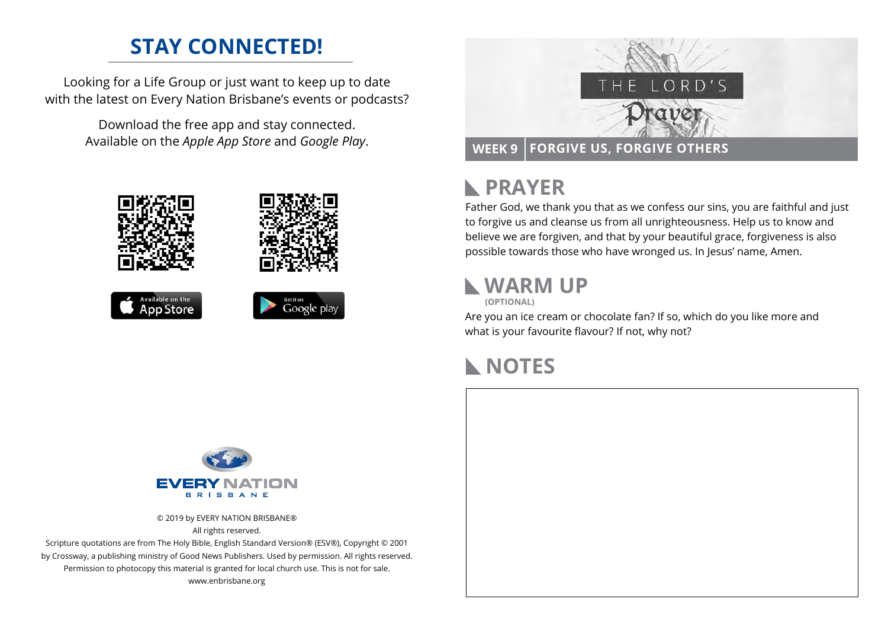## STAY CONNECTED!

Looking for a Life Group or just want to keep up to date with the latest on Every Nation Brisbane's events or podcasts?

Download the free app and stay connected. Available on the *Apple App Store* and *Google Play*.

© 2019 by EVERY NATION BRISBANE®
All rights reserved.
Scripture quotations are from The Holy Bible, English Standard Version® (ESV®), Copyright © 2001 by Crossway, a publishing ministry of Good News Publishers. Used by permission. All rights reserved.
Permission to photocopy this material is granted for local church use. This is not for sale.
www.enbrisbane.org

# THE LORD'S Prayer

**WEEK 9** | **FORGIVE US, FORGIVE OTHERS**

## PRAYER

Father God, we thank you that as we confess our sins, you are faithful and just to forgive us and cleanse us from all unrighteousness. Help us to know and believe we are forgiven, and that by your beautiful grace, forgiveness is also possible towards those who have wronged us. In Jesus' name, Amen.

## WARM UP

**(OPTIONAL)**

Are you an ice cream or chocolate fan? If so, which do you like more and what is your favourite flavour? If not, why not?

## NOTES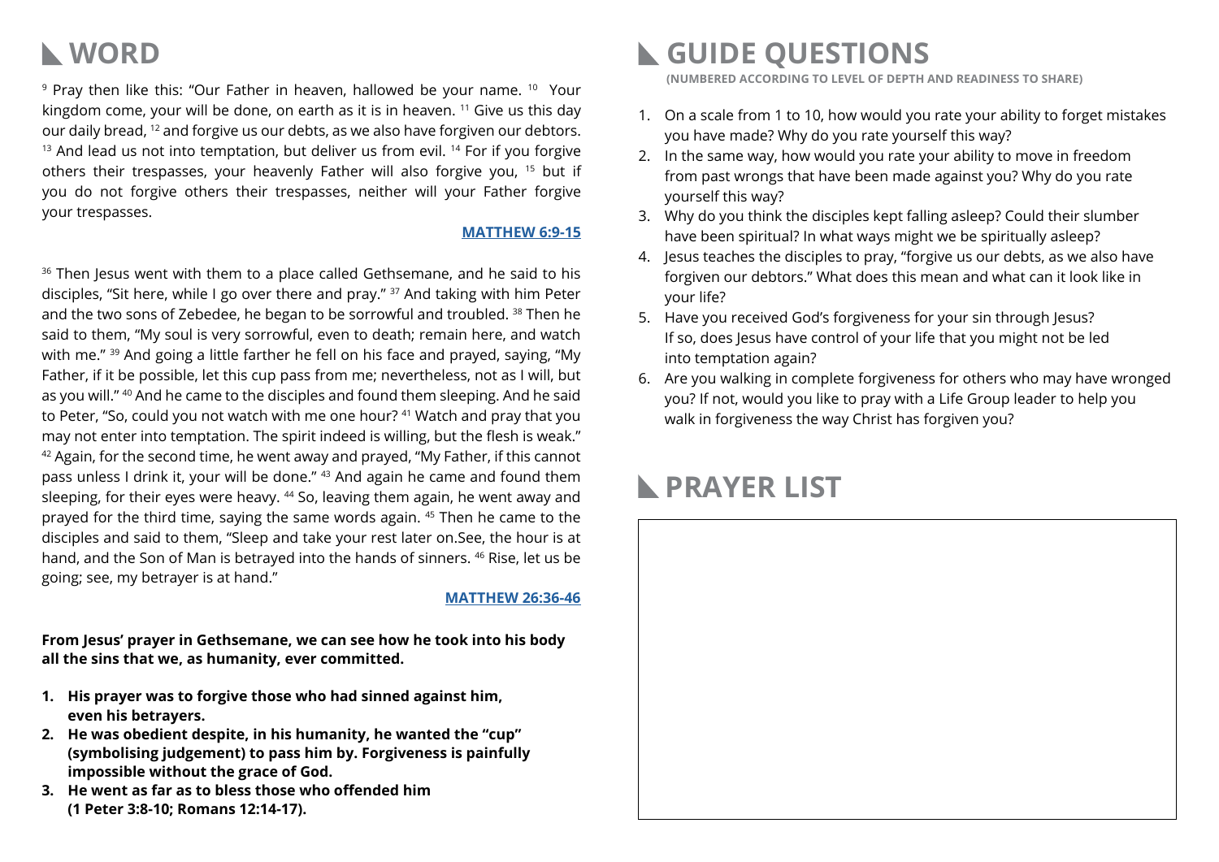## WORD

[9] Pray then like this: "Our Father in heaven, hallowed be your name. [10] Your kingdom come, your will be done, on earth as it is in heaven. [11] Give us this day our daily bread, [12] and forgive us our debts, as we also have forgiven our debtors. [13] And lead us not into temptation, but deliver us from evil. [14] For if you forgive others their trespasses, your heavenly Father will also forgive you, [15] but if you do not forgive others their trespasses, neither will your Father forgive your trespasses.

**MATTHEW 6:9-15**

[36] Then Jesus went with them to a place called Gethsemane, and he said to his disciples, "Sit here, while I go over there and pray." [37] And taking with him Peter and the two sons of Zebedee, he began to be sorrowful and troubled. [38] Then he said to them, "My soul is very sorrowful, even to death; remain here, and watch with me." [39] And going a little farther he fell on his face and prayed, saying, "My Father, if it be possible, let this cup pass from me; nevertheless, not as I will, but as you will." [40] And he came to the disciples and found them sleeping. And he said to Peter, "So, could you not watch with me one hour? [41] Watch and pray that you may not enter into temptation. The spirit indeed is willing, but the flesh is weak." [42] Again, for the second time, he went away and prayed, "My Father, if this cannot pass unless I drink it, your will be done." [43] And again he came and found them sleeping, for their eyes were heavy. [44] So, leaving them again, he went away and prayed for the third time, saying the same words again. [45] Then he came to the disciples and said to them, "Sleep and take your rest later on.See, the hour is at hand, and the Son of Man is betrayed into the hands of sinners. [46] Rise, let us be going; see, my betrayer is at hand."

**MATTHEW 26:36-46**

**From Jesus' prayer in Gethsemane, we can see how he took into his body all the sins that we, as humanity, ever committed.**

1. **His prayer was to forgive those who had sinned against him, even his betrayers.**
2. **He was obedient despite, in his humanity, he wanted the "cup" (symbolising judgement) to pass him by. Forgiveness is painfully impossible without the grace of God.**
3. **He went as far as to bless those who offended him (1 Peter 3:8-10; Romans 12:14-17).**

## GUIDE QUESTIONS

**(NUMBERED ACCORDING TO LEVEL OF DEPTH AND READINESS TO SHARE)**

1. On a scale from 1 to 10, how would you rate your ability to forget mistakes you have made? Why do you rate yourself this way?
2. In the same way, how would you rate your ability to move in freedom from past wrongs that have been made against you? Why do you rate yourself this way?
3. Why do you think the disciples kept falling asleep? Could their slumber have been spiritual? In what ways might we be spiritually asleep?
4. Jesus teaches the disciples to pray, "forgive us our debts, as we also have forgiven our debtors." What does this mean and what can it look like in your life?
5. Have you received God's forgiveness for your sin through Jesus? If so, does Jesus have control of your life that you might not be led into temptation again?
6. Are you walking in complete forgiveness for others who may have wronged you? If not, would you like to pray with a Life Group leader to help you walk in forgiveness the way Christ has forgiven you?

## PRAYER LIST